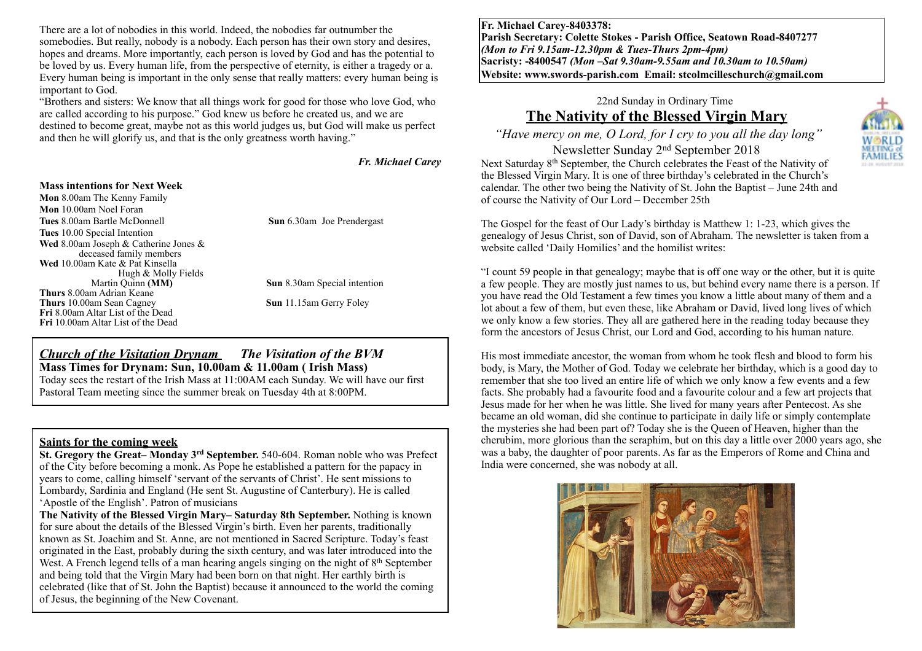There are a lot of nobodies in this world. Indeed, the nobodies far outnumber the somebodies. But really, nobody is a nobody. Each person has their own story and desires, hopes and dreams. More importantly, each person is loved by God and has the potential to be loved by us. Every human life, from the perspective of eternity, is either a tragedy or a. Every human being is important in the only sense that really matters: every human being is important to God.

"Brothers and sisters: We know that all things work for good for those who love God, who are called according to his purpose." God knew us before he created us, and we are destined to become great, maybe not as this world judges us, but God will make us perfect and then he will glorify us, and that is the only greatness worth having."

*Fr. Michael Carey*

**Mass intentions for Next Week**

**Mon** 8.00am The Kenny Family
**Mon** 10.00am Noel Foran
**Tues** 8.00am Bartle McDonnell
**Tues** 10.00 Special Intention
**Wed** 8.00am Joseph & Catherine Jones & deceased family members
**Wed** 10.00am Kate & Pat Kinsella
Hugh & Molly Fields
Martin Quinn **(MM)**
**Thurs** 8.00am Adrian Keane
**Thurs** 10.00am Sean Cagney
**Fri** 8.00am Altar List of the Dead
**Fri** 10.00am Altar List of the Dead

**Sun** 6.30am Joe Prendergast
**Sun** 8.30am Special intention
**Sun** 11.15am Gerry Foley

## *Church of the Visitation Drynam* *The Visitation of the BVM*

**Mass Times for Drynam: Sun, 10.00am & 11.00am ( Irish Mass)**

Today sees the restart of the Irish Mass at 11:00AM each Sunday. We will have our first Pastoral Team meeting since the summer break on Tuesday 4th at 8:00PM.

## Saints for the coming week

**St. Gregory the Great– Monday 3rd September.** 540-604. Roman noble who was Prefect of the City before becoming a monk. As Pope he established a pattern for the papacy in years to come, calling himself 'servant of the servants of Christ'. He sent missions to Lombardy, Sardinia and England (He sent St. Augustine of Canterbury). He is called 'Apostle of the English'. Patron of musicians

**The Nativity of the Blessed Virgin Mary– Saturday 8th September.** Nothing is known for sure about the details of the Blessed Virgin's birth. Even her parents, traditionally known as St. Joachim and St. Anne, are not mentioned in Sacred Scripture. Today's feast originated in the East, probably during the sixth century, and was later introduced into the West. A French legend tells of a man hearing angels singing on the night of 8th September and being told that the Virgin Mary had been born on that night. Her earthly birth is celebrated (like that of St. John the Baptist) because it announced to the world the coming of Jesus, the beginning of the New Covenant.

**Fr. Michael Carey-8403378:**
**Parish Secretary: Colette Stokes - Parish Office, Seatown Road-8407277**
***(Mon to Fri 9.15am-12.30pm & Tues-Thurs 2pm-4pm)***
**Sacristy: -8400547** ***(Mon –Sat 9.30am-9.55am and 10.30am to 10.50am)***
**Website: www.swords-parish.com Email: stcolmcilleschurch@gmail.com**

22nd Sunday in Ordinary Time

# The Nativity of the Blessed Virgin Mary

*"Have mercy on me, O Lord, for I cry to you all the day long"*

Newsletter Sunday 2nd September 2018

Next Saturday 8th September, the Church celebrates the Feast of the Nativity of the Blessed Virgin Mary. It is one of three birthday's celebrated in the Church's calendar. The other two being the Nativity of St. John the Baptist – June 24th and of course the Nativity of Our Lord – December 25th

The Gospel for the feast of Our Lady's birthday is Matthew 1: 1-23, which gives the genealogy of Jesus Christ, son of David, son of Abraham. The newsletter is taken from a website called 'Daily Homilies' and the homilist writes:

"I count 59 people in that genealogy; maybe that is off one way or the other, but it is quite a few people. They are mostly just names to us, but behind every name there is a person. If you have read the Old Testament a few times you know a little about many of them and a lot about a few of them, but even these, like Abraham or David, lived long lives of which we only know a few stories. They all are gathered here in the reading today because they form the ancestors of Jesus Christ, our Lord and God, according to his human nature.

His most immediate ancestor, the woman from whom he took flesh and blood to form his body, is Mary, the Mother of God. Today we celebrate her birthday, which is a good day to remember that she too lived an entire life of which we only know a few events and a few facts. She probably had a favourite food and a favourite colour and a few art projects that Jesus made for her when he was little. She lived for many years after Pentecost. As she became an old woman, did she continue to participate in daily life or simply contemplate the mysteries she had been part of? Today she is the Queen of Heaven, higher than the cherubim, more glorious than the seraphim, but on this day a little over 2000 years ago, she was a baby, the daughter of poor parents. As far as the Emperors of Rome and China and India were concerned, she was nobody at all.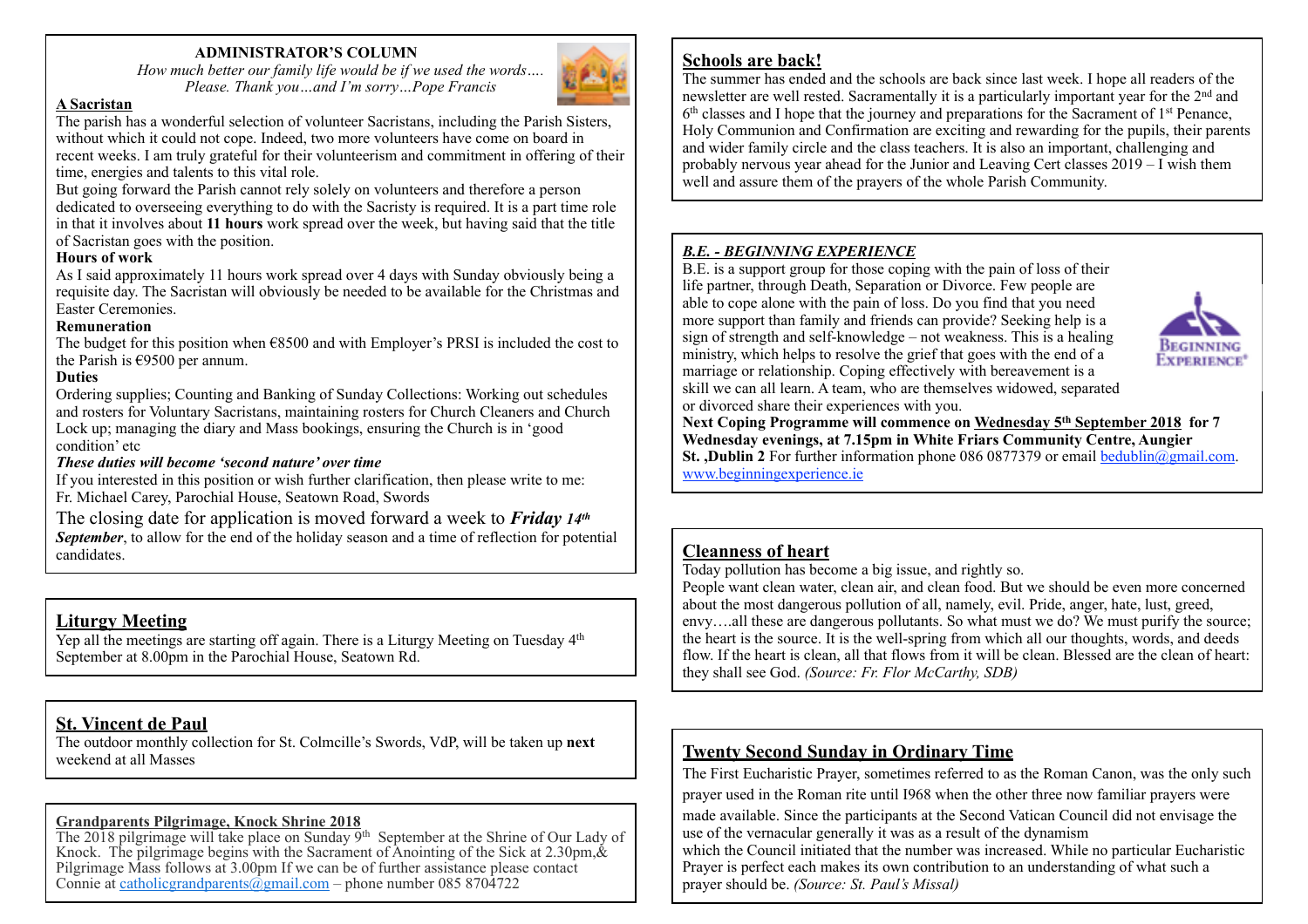## ADMINISTRATOR'S COLUMN

*How much better our family life would be if we used the words…. Please. Thank you…and I'm sorry…Pope Francis*

**A Sacristan**

The parish has a wonderful selection of volunteer Sacristans, including the Parish Sisters, without which it could not cope. Indeed, two more volunteers have come on board in recent weeks. I am truly grateful for their volunteerism and commitment in offering of their time, energies and talents to this vital role.

But going forward the Parish cannot rely solely on volunteers and therefore a person dedicated to overseeing everything to do with the Sacristy is required. It is a part time role in that it involves about **11 hours** work spread over the week, but having said that the title of Sacristan goes with the position.

**Hours of work**

As I said approximately 11 hours work spread over 4 days with Sunday obviously being a requisite day. The Sacristan will obviously be needed to be available for the Christmas and Easter Ceremonies.

**Remuneration**

The budget for this position when €8500 and with Employer's PRSI is included the cost to the Parish is €9500 per annum.

**Duties**

Ordering supplies; Counting and Banking of Sunday Collections: Working out schedules and rosters for Voluntary Sacristans, maintaining rosters for Church Cleaners and Church Lock up; managing the diary and Mass bookings, ensuring the Church is in 'good condition' etc

***These duties will become 'second nature' over time***

If you interested in this position or wish further clarification, then please write to me: Fr. Michael Carey, Parochial House, Seatown Road, Swords

The closing date for application is moved forward a week to ***Friday 14th September***, to allow for the end of the holiday season and a time of reflection for potential candidates.

## Liturgy Meeting

Yep all the meetings are starting off again. There is a Liturgy Meeting on Tuesday 4th September at 8.00pm in the Parochial House, Seatown Rd.

## St. Vincent de Paul

The outdoor monthly collection for St. Colmcille's Swords, VdP, will be taken up **next** weekend at all Masses

### Grandparents Pilgrimage, Knock Shrine 2018

The 2018 pilgrimage will take place on Sunday 9th September at the Shrine of Our Lady of Knock. The pilgrimage begins with the Sacrament of Anointing of the Sick at 2.30pm,& Pilgrimage Mass follows at 3.00pm If we can be of further assistance please contact Connie at catholicgrandparents@gmail.com – phone number 085 8704722

## Schools are back!

The summer has ended and the schools are back since last week. I hope all readers of the newsletter are well rested. Sacramentally it is a particularly important year for the 2nd and 6th classes and I hope that the journey and preparations for the Sacrament of 1st Penance, Holy Communion and Confirmation are exciting and rewarding for the pupils, their parents and wider family circle and the class teachers. It is also an important, challenging and probably nervous year ahead for the Junior and Leaving Cert classes 2019 – I wish them well and assure them of the prayers of the whole Parish Community.

## *B.E. - BEGINNING EXPERIENCE*

B.E. is a support group for those coping with the pain of loss of their life partner, through Death, Separation or Divorce. Few people are able to cope alone with the pain of loss. Do you find that you need more support than family and friends can provide? Seeking help is a sign of strength and self-knowledge – not weakness. This is a healing ministry, which helps to resolve the grief that goes with the end of a marriage or relationship. Coping effectively with bereavement is a skill we can all learn. A team, who are themselves widowed, separated or divorced share their experiences with you.

**Next Coping Programme will commence on Wednesday 5th September 2018 for 7 Wednesday evenings, at 7.15pm in White Friars Community Centre, Aungier St. ,Dublin 2** For further information phone 086 0877379 or email bedublin@gmail.com. www.beginningexperience.ie

## Cleanness of heart

Today pollution has become a big issue, and rightly so.

People want clean water, clean air, and clean food. But we should be even more concerned about the most dangerous pollution of all, namely, evil. Pride, anger, hate, lust, greed, envy….all these are dangerous pollutants. So what must we do? We must purify the source; the heart is the source. It is the well-spring from which all our thoughts, words, and deeds flow. If the heart is clean, all that flows from it will be clean. Blessed are the clean of heart: they shall see God. *(Source: Fr. Flor McCarthy, SDB)*

## Twenty Second Sunday in Ordinary Time

The First Eucharistic Prayer, sometimes referred to as the Roman Canon, was the only such prayer used in the Roman rite until I968 when the other three now familiar prayers were made available. Since the participants at the Second Vatican Council did not envisage the use of the vernacular generally it was as a result of the dynamism which the Council initiated that the number was increased. While no particular Eucharistic Prayer is perfect each makes its own contribution to an understanding of what such a prayer should be. *(Source: St. Paul's Missal)*